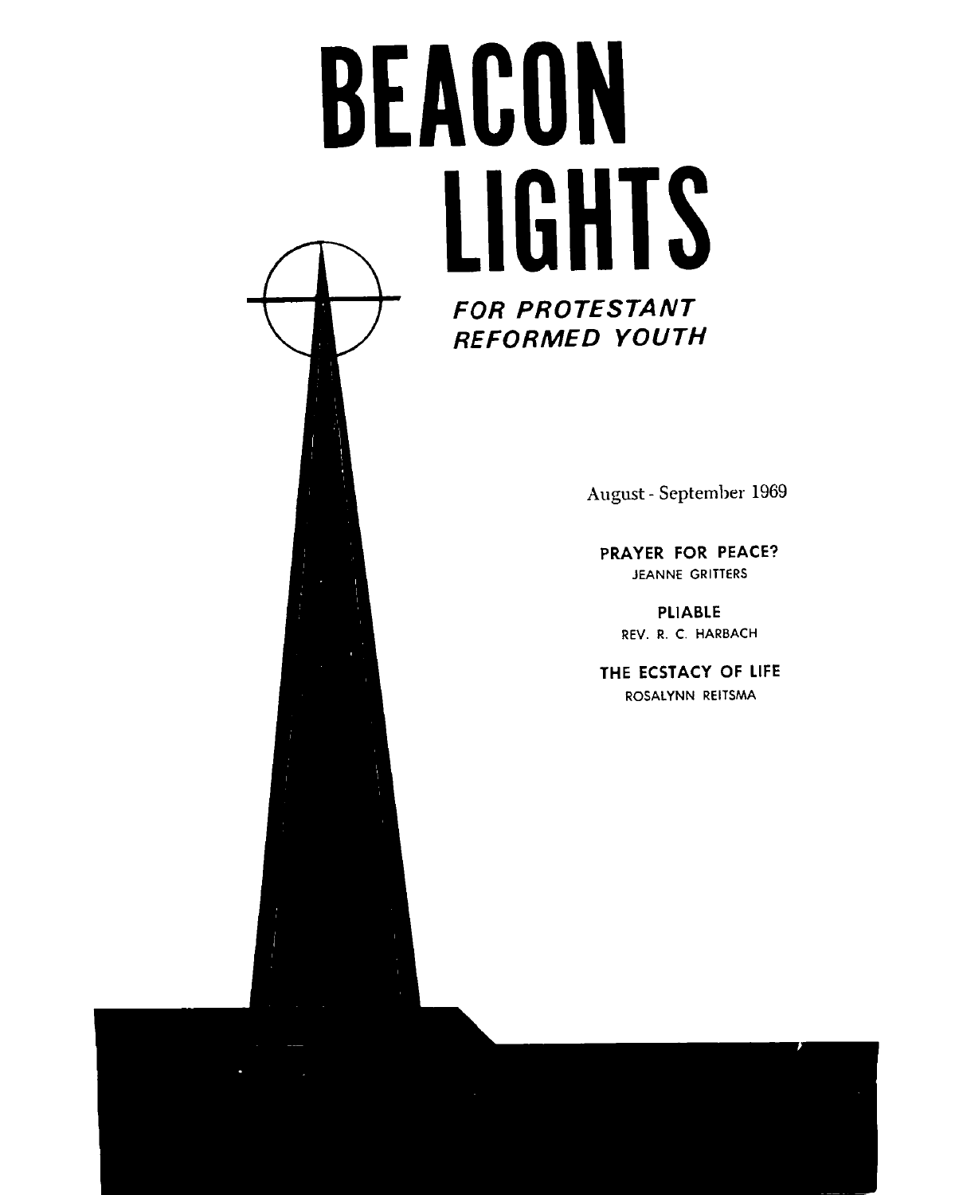# BEACON LIGHTS

***FOR PROTESTANT REFORMED YOUTH***

August - September 1969

**PRAYER FOR PEACE?**
JEANNE GRITTERS

**PLIABLE**
REV. R. C. HARBACH

**THE ECSTACY OF LIFE**
ROSALYNN REITSMA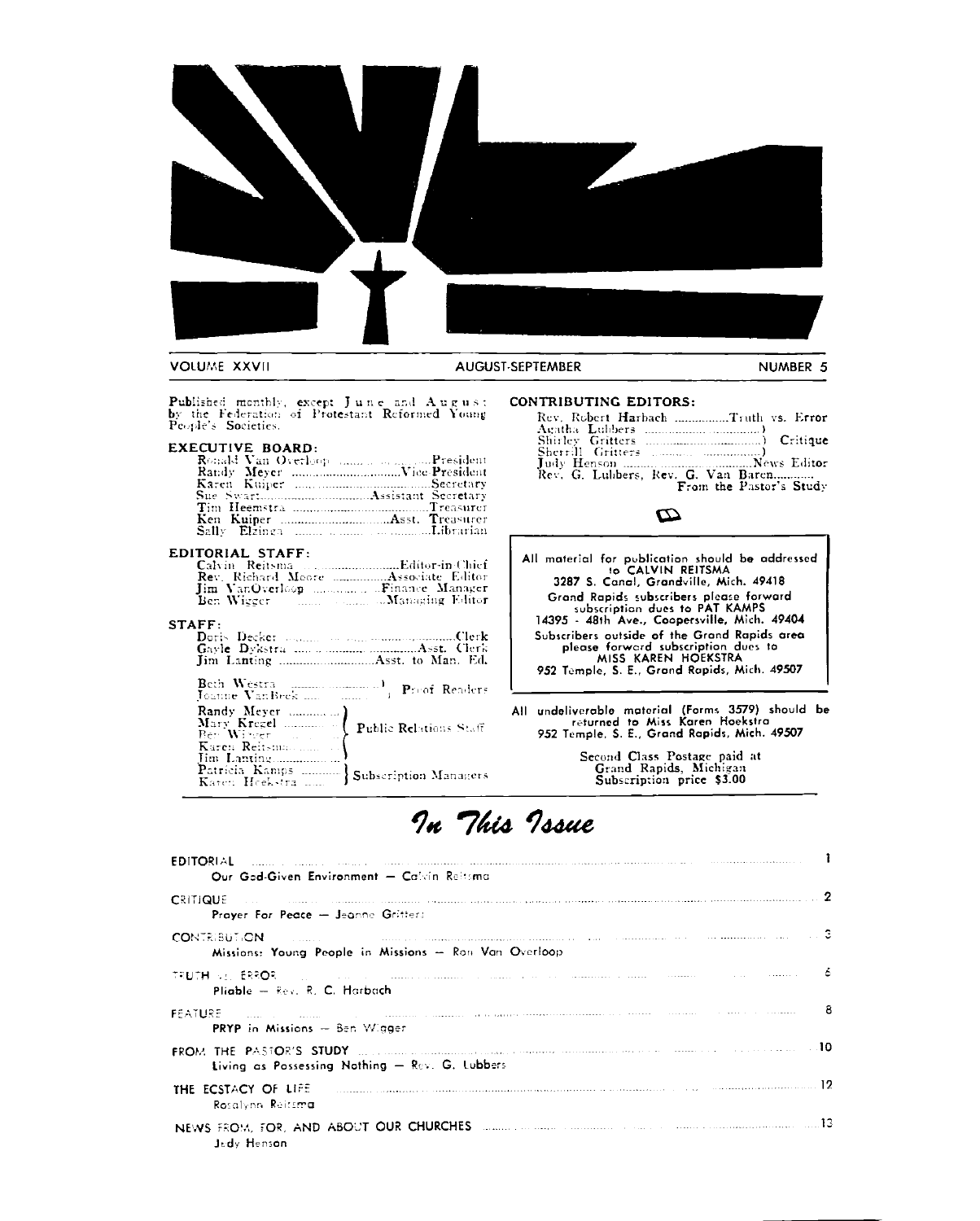VOLUME XXVII — AUGUST-SEPTEMBER — NUMBER 5

Published monthly, except June and August: by the Federation of Protestant Reformed Young People's Societies.

**EXECUTIVE BOARD:**

Ronald Van Overloop ........President
Randy Meyer ........Vice President
Karen Kuiper ........Secretary
Sue Swart ........Assistant Secretary
Tim Heemstra ........Treasurer
Ken Kuiper ........Asst. Treasurer
Sally Elzinga ........Librarian

**EDITORIAL STAFF:**

Calvin Reitsma ........Editor-in-Chief
Rev. Richard Moore ........Associate Editor
Jim VanOverloop ........Finance Manager
Ben Wigger ........Managing Editor

**STAFF:**

Doris Decker ........Clerk
Gayle Dykstra ........Asst. Clerk
Jim Lanting ........Asst. to Man. Ed.

Beth Westra, Joanne VanBrek ........Proof Readers

Randy Meyer, Mary Kregel, Ben Wigger, Karen Reitsma, Jim Lanting ........Public Relations Staff

Patricia Kamps, Karen Hoekstra ........Subscription Managers

**CONTRIBUTING EDITORS:**

Rev. Robert Harbach ........Truth vs. Error
Agatha Lubbers, Shirley Gritters, Sherrill Gritters ........Critique
Judy Henson ........News Editor
Rev. G. Lubbers, Rev. G. Van Baren........From the Pastor's Study

All material for publication should be addressed to CALVIN REITSMA
3287 S. Canal, Grandville, Mich. 49418
Grand Rapids subscribers please forward subscription dues to PAT KAMPS
14395 - 48th Ave., Coopersville, Mich. 49404
Subscribers outside of the Grand Rapids area please forward subscription dues to MISS KAREN HOEKSTRA
952 Temple, S. E., Grand Rapids, Mich. 49507

All undeliverable material (Forms 3579) should be returned to Miss Karen Hoekstra
952 Temple, S. E., Grand Rapids, Mich. 49507

Second Class Postage paid at Grand Rapids, Michigan
Subscription price $3.00

# *In This Issue*

| | |
|---|---|
| EDITORIAL<br>Our God-Given Environment — Calvin Reitsma | 1 |
| CRITIQUE<br>Prayer For Peace — Jeanne Gritters | 2 |
| CONTRIBUTION<br>Missions: Young People in Missions — Ron Van Overloop | 3 |
| TRUTH vs. ERROR<br>Pliable — Rev. R. C. Harbach | 6 |
| FEATURE<br>PRYP in Missions — Ben Wigger | 8 |
| FROM THE PASTOR'S STUDY<br>Living as Possessing Nothing — Rev. G. Lubbers | 10 |
| THE ECSTACY OF LIFE<br>Rosalynn Reitsma | 12 |
| NEWS FROM, FOR, AND ABOUT OUR CHURCHES<br>Judy Henson | 13 |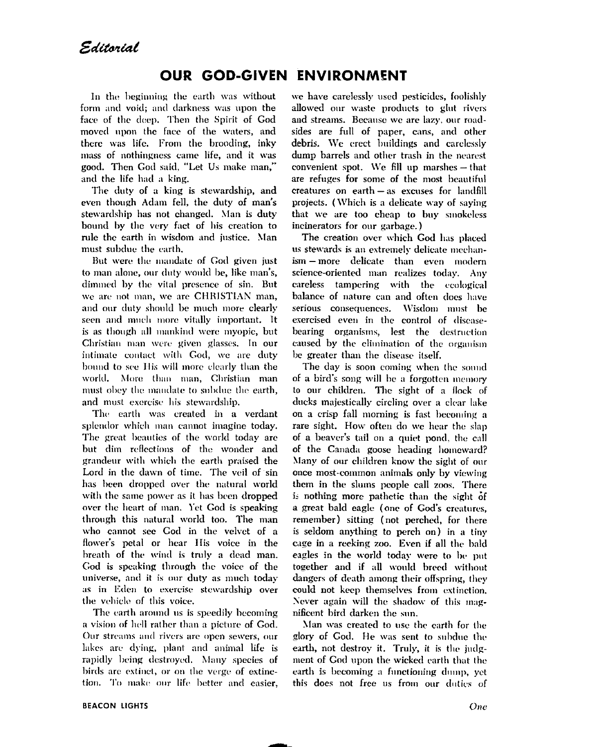*Editorial*

# OUR GOD-GIVEN ENVIRONMENT

In the beginning the earth was without form and void; and darkness was upon the face of the deep. Then the Spirit of God moved upon the face of the waters, and there was life. From the brooding, inky mass of nothingness came life, and it was good. Then God said, "Let Us make man," and the life had a king.

The duty of a king is stewardship, and even though Adam fell, the duty of man's stewardship has not changed. Man is duty bound by the very fact of his creation to rule the earth in wisdom and justice. Man must subdue the earth.

But were the mandate of God given just to man alone, our duty would be, like man's, dimmed by the vital presence of sin. But we are not man, we are CHRISTIAN man, and our duty should be much more clearly seen and much more vitally important. It is as though all mankind were myopic, but Christian man were given glasses. In our intimate contact with God, we are duty bound to see His will more clearly than the world. More than man, Christian man must obey the mandate to subdue the earth, and must exercise his stewardship.

The earth was created in a verdant splendor which man cannot imagine today. The great beauties of the world today are but dim reflections of the wonder and grandeur with which the earth praised the Lord in the dawn of time. The veil of sin has been dropped over the natural world with the same power as it has been dropped over the heart of man. Yet God is speaking through this natural world too. The man who cannot see God in the velvet of a flower's petal or hear His voice in the breath of the wind is truly a dead man. God is speaking through the voice of the universe, and it is our duty as much today as in Eden to exercise stewardship over the vehicle of this voice.

The earth around us is speedily becoming a vision of hell rather than a picture of God. Our streams and rivers are open sewers, our lakes are dying, plant and animal life is rapidly being destroyed. Many species of birds are extinct, or on the verge of extinction. To make our life better and easier, we have carelessly used pesticides, foolishly allowed our waste products to glut rivers and streams. Because we are lazy, our roadsides are full of paper, cans, and other debris. We erect buildings and carelessly dump barrels and other trash in the nearest convenient spot. We fill up marshes — that are refuges for some of the most beautiful creatures on earth — as excuses for landfill projects. (Which is a delicate way of saying that we are too cheap to buy smokeless incinerators for our garbage.)

The creation over which God has placed us stewards is an extremely delicate mechanism — more delicate than even modern science-oriented man realizes today. Any careless tampering with the ecological balance of nature can and often does have serious consequences. Wisdom must be exercised even in the control of disease-bearing organisms, lest the destruction caused by the elimination of the organism be greater than the disease itself.

The day is soon coming when the sound of a bird's song will be a forgotten memory to our children. The sight of a flock of ducks majestically circling over a clear lake on a crisp fall morning is fast becoming a rare sight. How often do we hear the slap of a beaver's tail on a quiet pond, the call of the Canada goose heading homeward? Many of our children know the sight of our once most-common animals only by viewing them in the slums people call zoos. There is nothing more pathetic than the sight of a great bald eagle (one of God's creatures, remember) sitting (not perched, for there is seldom anything to perch on) in a tiny cage in a reeking zoo. Even if all the bald eagles in the world today were to be put together and if all would breed without dangers of death among their offspring, they could not keep themselves from extinction. Never again will the shadow of this magnificent bird darken the sun.

Man was created to use the earth for the glory of God. He was sent to subdue the earth, not destroy it. Truly, it is the judgment of God upon the wicked earth that the earth is becoming a functioning dump, yet this does not free us from our duties of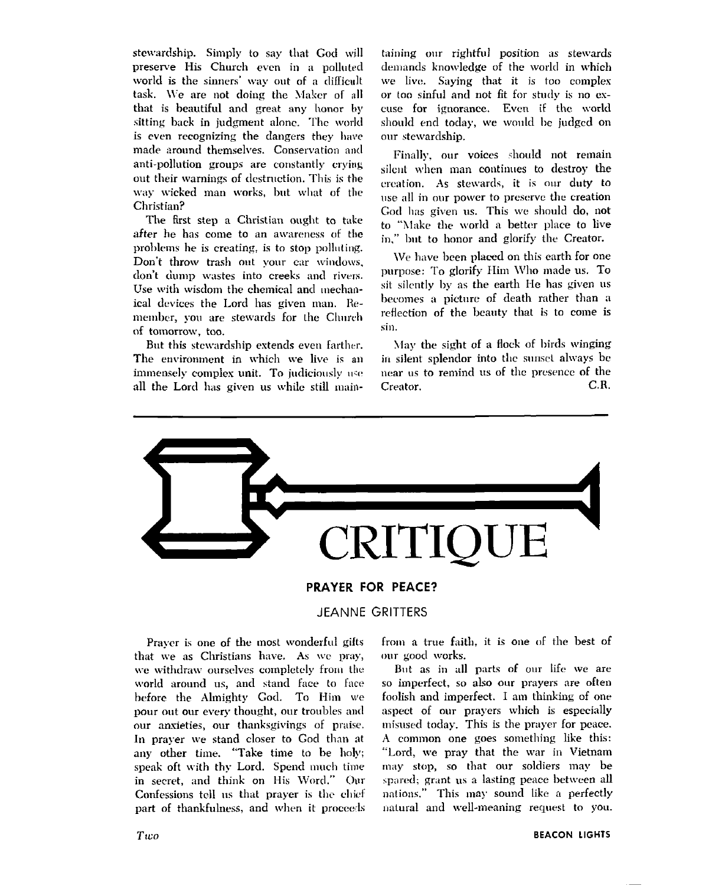stewardship. Simply to say that God will preserve His Church even in a polluted world is the sinners' way out of a difficult task. We are not doing the Maker of all that is beautiful and great any honor by sitting back in judgment alone. The world is even recognizing the dangers they have made around themselves. Conservation and anti-pollution groups are constantly crying out their warnings of destruction. This is the way wicked man works, but what of the Christian?

The first step a Christian ought to take after he has come to an awareness of the problems he is creating, is to stop polluting. Don't throw trash out your car windows, don't dump wastes into creeks and rivers. Use with wisdom the chemical and mechanical devices the Lord has given man. Remember, you are stewards for the Church of tomorrow, too.

But this stewardship extends even farther. The environment in which we live is an immensely complex unit. To judiciously use all the Lord has given us while still maintaining our rightful position as stewards demands knowledge of the world in which we live. Saying that it is too complex or too sinful and not fit for study is no excuse for ignorance. Even if the world should end today, we would be judged on our stewardship.

Finally, our voices should not remain silent when man continues to destroy the creation. As stewards, it is our duty to use all in our power to preserve the creation God has given us. This we should do, not to "Make the world a better place to live in," but to honor and glorify the Creator.

We have been placed on this earth for one purpose: To glorify Him Who made us. To sit silently by as the earth He has given us becomes a picture of death rather than a reflection of the beauty that is to come is sin.

May the sight of a flock of birds winging in silent splendor into the sunset always be near us to remind us of the presence of the Creator.

C.R.

---

# CRITIQUE

## PRAYER FOR PEACE?

JEANNE GRITTERS

Prayer is one of the most wonderful gifts that we as Christians have. As we pray, we withdraw ourselves completely from the world around us, and stand face to face before the Almighty God. To Him we pour out our every thought, our troubles and our anxieties, our thanksgivings of praise. In prayer we stand closer to God than at any other time. "Take time to be holy; speak oft with thy Lord. Spend much time in secret, and think on His Word." Our Confessions tell us that prayer is the chief part of thankfulness, and when it proceeds from a true faith, it is one of the best of our good works.

But as in all parts of our life we are so imperfect, so also our prayers are often foolish and imperfect. I am thinking of one aspect of our prayers which is especially misused today. This is the prayer for peace. A common one goes something like this: "Lord, we pray that the war in Vietnam may stop, so that our soldiers may be spared; grant us a lasting peace between all nations." This may sound like a perfectly natural and well-meaning request to you.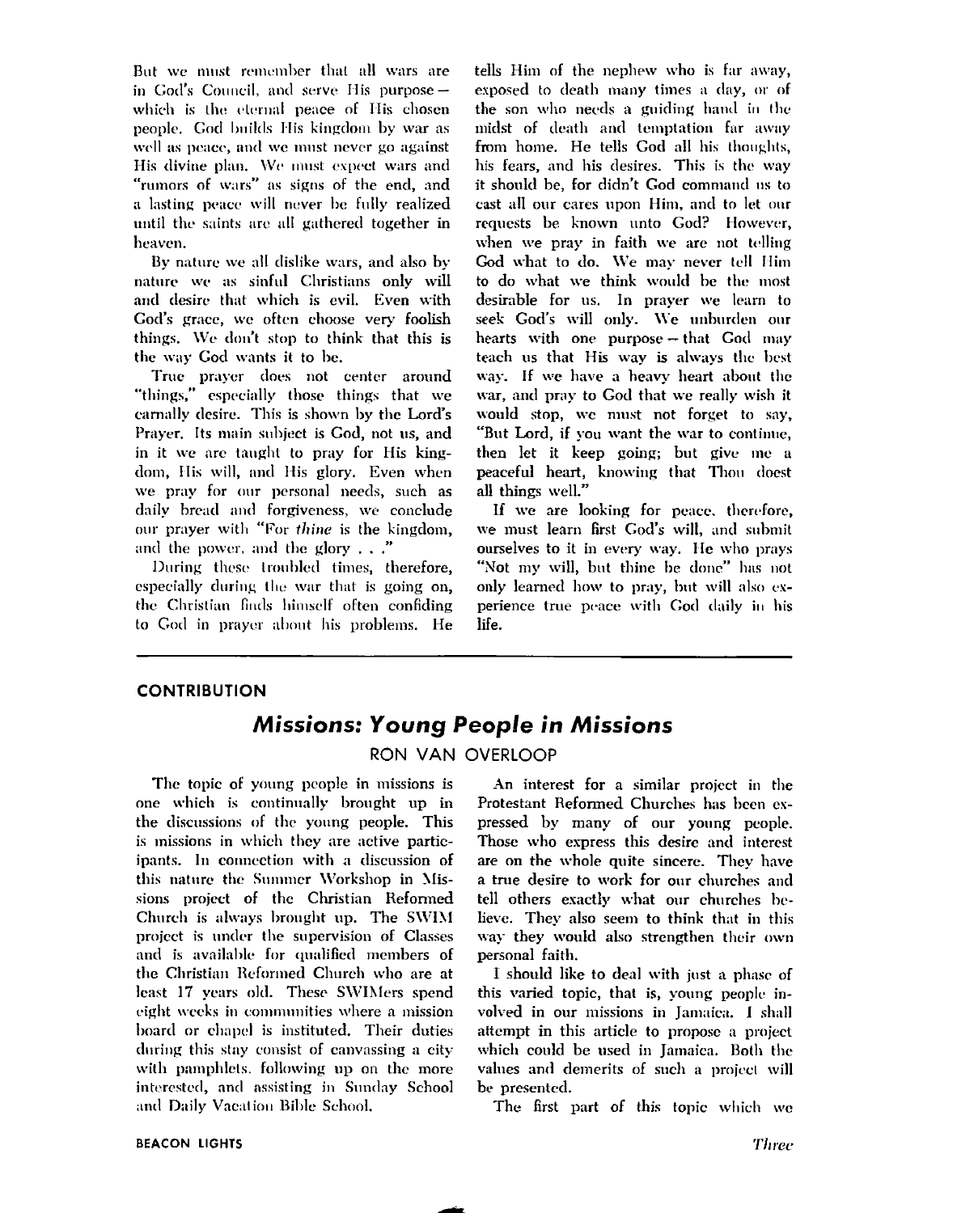But we must remember that all wars are in God's Council, and serve His purpose—which is the eternal peace of His chosen people. God builds His kingdom by war as well as peace, and we must never go against His divine plan. We must expect wars and "rumors of wars" as signs of the end, and a lasting peace will never be fully realized until the saints are all gathered together in heaven.

By nature we all dislike wars, and also by nature we as sinful Christians only will and desire that which is evil. Even with God's grace, we often choose very foolish things. We don't stop to think that this is the way God wants it to be.

True prayer does not center around "things," especially those things that we carnally desire. This is shown by the Lord's Prayer. Its main subject is God, not us, and in it we are taught to pray for His kingdom, His will, and His glory. Even when we pray for our personal needs, such as daily bread and forgiveness, we conclude our prayer with "For *thine* is the kingdom, and the power, and the glory . . ."

During these troubled times, therefore, especially during the war that is going on, the Christian finds himself often confiding to God in prayer about his problems. He tells Him of the nephew who is far away, exposed to death many times a day, or of the son who needs a guiding hand in the midst of death and temptation far away from home. He tells God all his thoughts, his fears, and his desires. This is the way it should be, for didn't God command us to cast all our cares upon Him, and to let our requests be known unto God? However, when we pray in faith we are not telling God what to do. We may never tell Him to do what we think would be the most desirable for us. In prayer we learn to seek God's will only. We unburden our hearts with one purpose—that God may teach us that His way is always the best way. If we have a heavy heart about the war, and pray to God that we really wish it would stop, we must not forget to say, "But Lord, if you want the war to continue, then let it keep going; but give me a peaceful heart, knowing that Thou doest all things well."

If we are looking for peace, therefore, we must learn first God's will, and submit ourselves to it in every way. He who prays "Not my will, but thine be done" has not only learned how to pray, but will also experience true peace with God daily in his life.

---

**CONTRIBUTION**

## *Missions: Young People in Missions*

RON VAN OVERLOOP

The topic of young people in missions is one which is continually brought up in the discussions of the young people. This is missions in which they are active participants. In connection with a discussion of this nature the Summer Workshop in Missions project of the Christian Reformed Church is always brought up. The SWIM project is under the supervision of Classes and is available for qualified members of the Christian Reformed Church who are at least 17 years old. These SWIMers spend eight weeks in communities where a mission board or chapel is instituted. Their duties during this stay consist of canvassing a city with pamphlets, following up on the more interested, and assisting in Sunday School and Daily Vacation Bible School.

An interest for a similar project in the Protestant Reformed Churches has been expressed by many of our young people. Those who express this desire and interest are on the whole quite sincere. They have a true desire to work for our churches and tell others exactly what our churches believe. They also seem to think that in this way they would also strengthen their own personal faith.

I should like to deal with just a phase of this varied topic, that is, young people involved in our missions in Jamaica. I shall attempt in this article to propose a project which could be used in Jamaica. Both the values and demerits of such a project will be presented.

The first part of this topic which we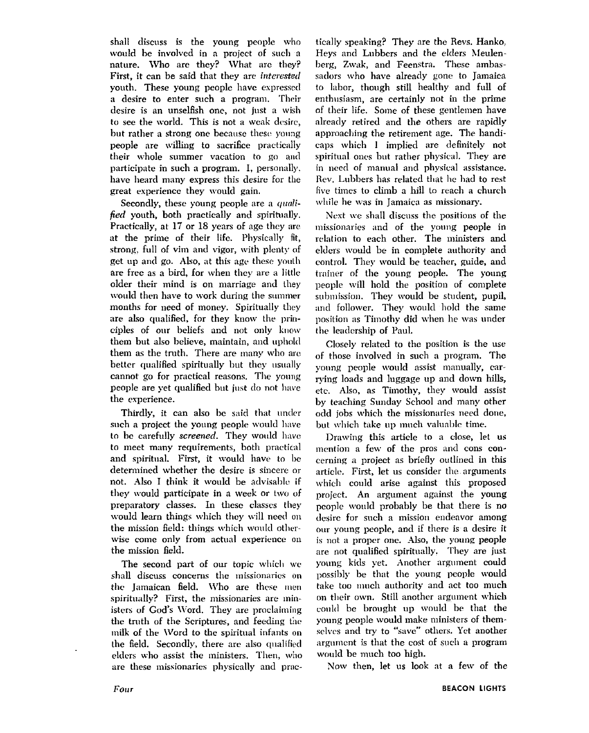shall discuss is the young people who would be involved in a project of such a nature. Who are they? What are they? First, it can be said that they are *interested* youth. These young people have expressed a desire to enter such a program. Their desire is an unselfish one, not just a wish to see the world. This is not a weak desire, but rather a strong one because these young people are willing to sacrifice practically their whole summer vacation to go and participate in such a program. I, personally, have heard many express this desire for the great experience they would gain.

Secondly, these young people are a *qualified* youth, both practically and spiritually. Practically, at 17 or 18 years of age they are at the prime of their life. Physically fit, strong, full of vim and vigor, with plenty of get up and go. Also, at this age these youth are free as a bird, for when they are a little older their mind is on marriage and they would then have to work during the summer months for need of money. Spiritually they are also qualified, for they know the principles of our beliefs and not only know them but also believe, maintain, and uphold them as the truth. There are many who are better qualified spiritually but they usually cannot go for practical reasons. The young people are yet qualified but just do not have the experience.

Thirdly, it can also be said that under such a project the young people would have to be carefully *screened*. They would have to meet many requirements, both practical and spiritual. First, it would have to be determined whether the desire is sincere or not. Also I think it would be advisable if they would participate in a week or two of preparatory classes. In these classes they would learn things which they will need on the mission field: things which would otherwise come only from actual experience on the mission field.

The second part of our topic which we shall discuss concerns the missionaries on the Jamaican field. Who are these men spiritually? First, the missionaries are ministers of God's Word. They are proclaiming the truth of the Scriptures, and feeding the milk of the Word to the spiritual infants on the field. Secondly, there are also qualified elders who assist the ministers. Then, who are these missionaries physically and practically speaking? They are the Revs. Hanko, Heys and Lubbers and the elders Meulenberg, Zwak, and Feenstra. These ambassadors who have already gone to Jamaica to labor, though still healthy and full of enthusiasm, are certainly not in the prime of their life. Some of these gentlemen have already retired and the others are rapidly approaching the retirement age. The handicaps which I implied are definitely not spiritual ones but rather physical. They are in need of manual and physical assistance. Rev. Lubbers has related that he had to rest five times to climb a hill to reach a church while he was in Jamaica as missionary.

Next we shall discuss the positions of the missionaries and of the young people in relation to each other. The ministers and elders would be in complete authority and control. They would be teacher, guide, and trainer of the young people. The young people will hold the position of complete submission. They would be student, pupil, and follower. They would hold the same position as Timothy did when he was under the leadership of Paul.

Closely related to the position is the use of those involved in such a program. The young people would assist manually, carrying loads and luggage up and down hills, etc. Also, as Timothy, they would assist by teaching Sunday School and many other odd jobs which the missionaries need done, but which take up much valuable time.

Drawing this article to a close, let us mention a few of the pros and cons concerning a project as briefly outlined in this article. First, let us consider the arguments which could arise against this proposed project. An argument against the young people would probably be that there is no desire for such a mission endeavor among our young people, and if there is a desire it is not a proper one. Also, the young people are not qualified spiritually. They are just young kids yet. Another argument could possibly be that the young people would take too much authority and act too much on their own. Still another argument which could be brought up would be that the young people would make ministers of themselves and try to "save" others. Yet another argument is that the cost of such a program would be much too high.

Now then, let us look at a few of the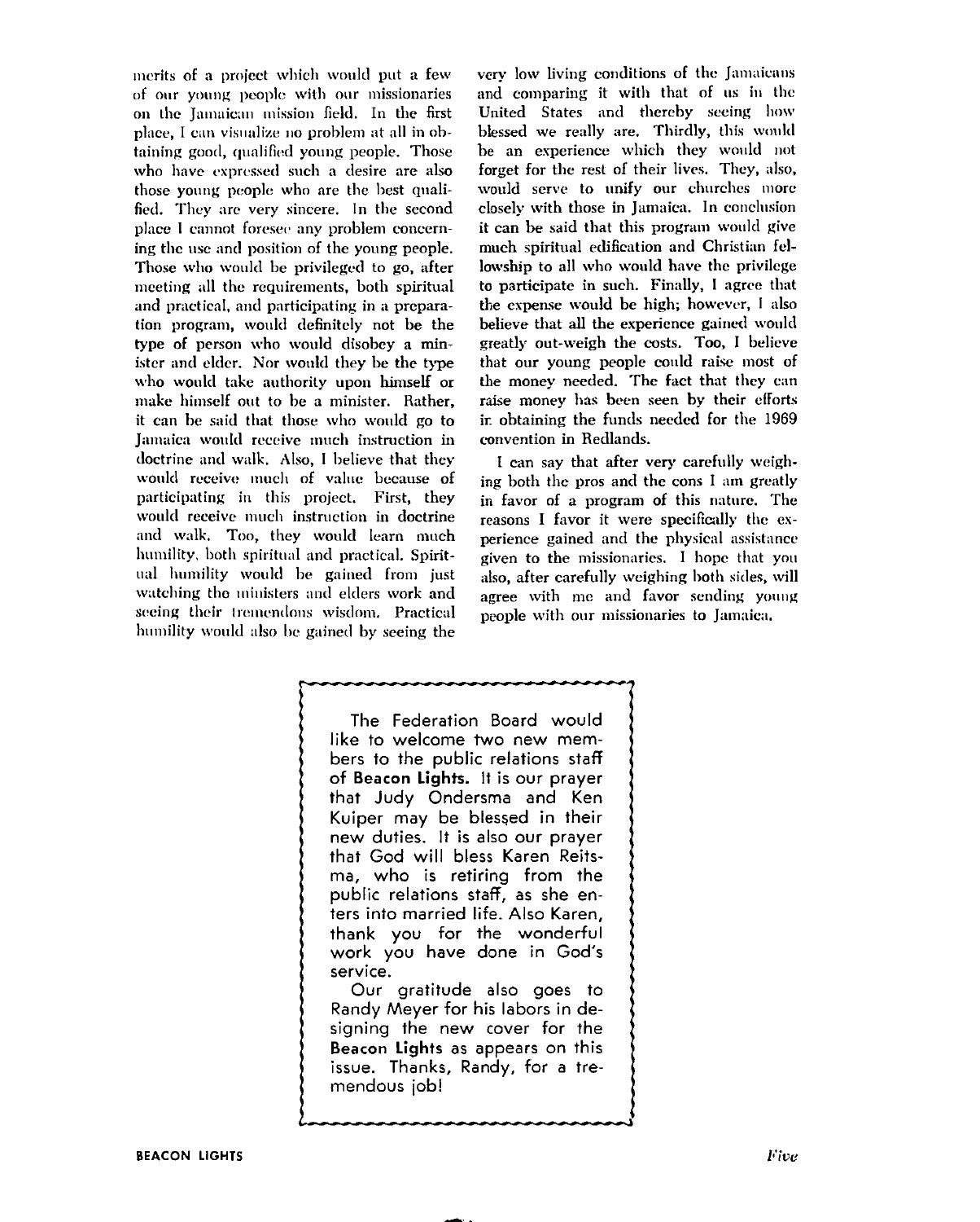merits of a project which would put a few of our young people with our missionaries on the Jamaican mission field. In the first place, I can visualize no problem at all in obtaining good, qualified young people. Those who have expressed such a desire are also those young people who are the best qualified. They are very sincere. In the second place I cannot foresee any problem concerning the use and position of the young people. Those who would be privileged to go, after meeting all the requirements, both spiritual and practical, and participating in a preparation program, would definitely not be the type of person who would disobey a minister and elder. Nor would they be the type who would take authority upon himself or make himself out to be a minister. Rather, it can be said that those who would go to Jamaica would receive much instruction in doctrine and walk. Also, I believe that they would receive much of value because of participating in this project. First, they would receive much instruction in doctrine and walk. Too, they would learn much humility, both spiritual and practical. Spiritual humility would be gained from just watching the ministers and elders work and seeing their tremendous wisdom. Practical humility would also be gained by seeing the very low living conditions of the Jamaicans and comparing it with that of us in the United States and thereby seeing how blessed we really are. Thirdly, this would be an experience which they would not forget for the rest of their lives. They, also, would serve to unify our churches more closely with those in Jamaica. In conclusion it can be said that this program would give much spiritual edification and Christian fellowship to all who would have the privilege to participate in such. Finally, I agree that the expense would be high; however, I also believe that all the experience gained would greatly out-weigh the costs. Too, I believe that our young people could raise most of the money needed. The fact that they can raise money has been seen by their efforts in obtaining the funds needed for the 1969 convention in Redlands.

I can say that after very carefully weighing both the pros and the cons I am greatly in favor of a program of this nature. The reasons I favor it were specifically the experience gained and the physical assistance given to the missionaries. I hope that you also, after carefully weighing both sides, will agree with me and favor sending young people with our missionaries to Jamaica.

---

The Federation Board would like to welcome two new members to the public relations staff of **Beacon Lights.** It is our prayer that Judy Ondersma and Ken Kuiper may be blessed in their new duties. It is also our prayer that God will bless Karen Reitsma, who is retiring from the public relations staff, as she enters into married life. Also Karen, thank you for the wonderful work you have done in God's service.

Our gratitude also goes to Randy Meyer for his labors in designing the new cover for the **Beacon Lights** as appears on this issue. Thanks, Randy, for a tremendous job!

---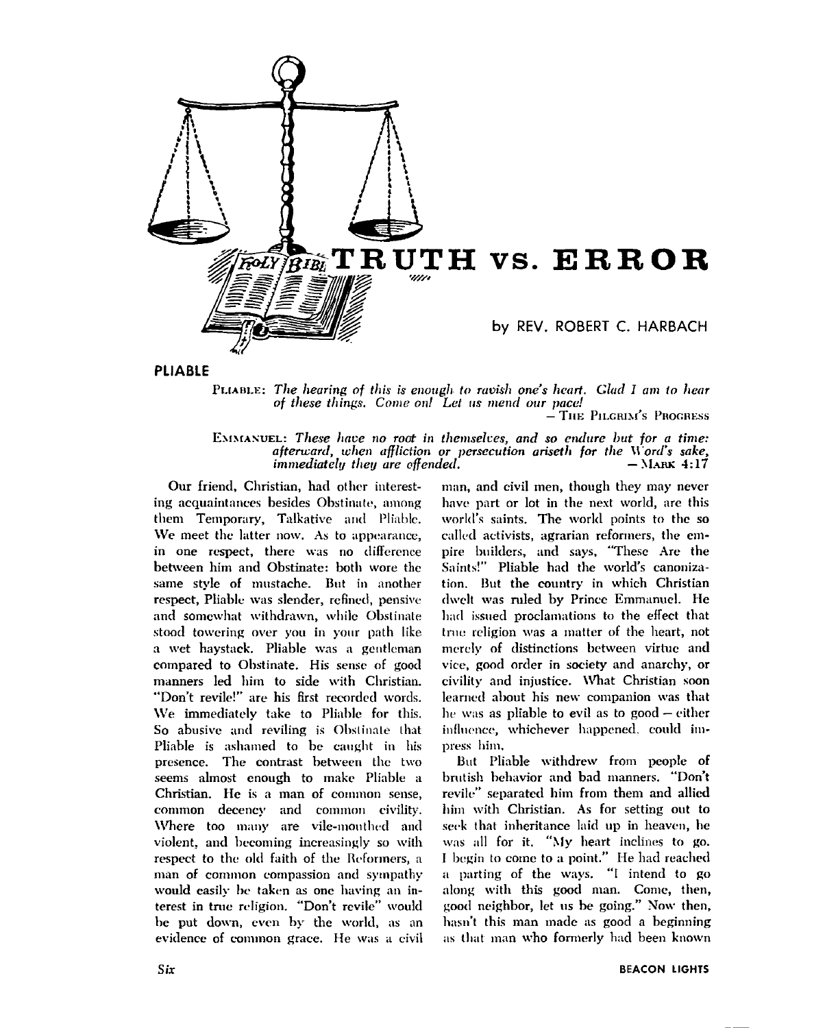# TRUTH vs. ERROR

by REV. ROBERT C. HARBACH

## PLIABLE

PLIABLE: *The hearing of this is enough to ravish one's heart. Glad I am to hear of these things. Come on! Let us mend our pace!*

— THE PILGRIM'S PROGRESS

EMMANUEL: *These have no root in themselves, and so endure but for a time: afterward, when affliction or persecution ariseth for the Word's sake, immediately they are offended.* — MARK 4:17

Our friend, Christian, had other interesting acquaintances besides Obstinate, among them Temporary, Talkative and Pliable. We meet the latter now. As to appearance, in one respect, there was no difference between him and Obstinate: both wore the same style of mustache. But in another respect, Pliable was slender, refined, pensive and somewhat withdrawn, while Obstinate stood towering over you in your path like a wet haystack. Pliable was a gentleman compared to Obstinate. His sense of good manners led him to side with Christian. "Don't revile!" are his first recorded words. We immediately take to Pliable for this. So abusive and reviling is Obstinate that Pliable is ashamed to be caught in his presence. The contrast between the two seems almost enough to make Pliable a Christian. He is a man of common sense, common decency and common civility. Where too many are vile-mouthed and violent, and becoming increasingly so with respect to the old faith of the Reformers, a man of common compassion and sympathy would easily be taken as one having an interest in true religion. "Don't revile" would be put down, even by the world, as an evidence of common grace. He was a civil man, and civil men, though they may never have part or lot in the next world, are this world's saints. The world points to the so called activists, agrarian reformers, the empire builders, and says, "These Are the Saints!" Pliable had the world's canonization. But the country in which Christian dwelt was ruled by Prince Emmanuel. He had issued proclamations to the effect that true religion was a matter of the heart, not merely of distinctions between virtue and vice, good order in society and anarchy, or civility and injustice. What Christian soon learned about his new companion was that he was as pliable to evil as to good — either influence, whichever happened, could impress him.

But Pliable withdrew from people of brutish behavior and bad manners. "Don't revile" separated him from them and allied him with Christian. As for setting out to seek that inheritance laid up in heaven, he was all for it. "My heart inclines to go. I begin to come to a point." He had reached a parting of the ways. "I intend to go along with this good man. Come, then, good neighbor, let us be going." Now then, hasn't this man made as good a beginning as that man who formerly had been known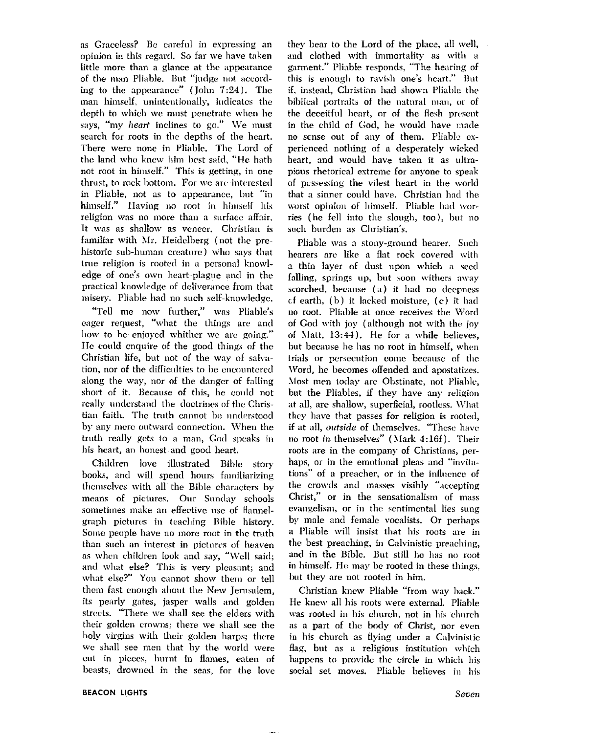as Graceless? Be careful in expressing an opinion in this regard. So far we have taken little more than a glance at the appearance of the man Pliable. But "judge not according to the appearance" (John 7:24). The man himself, unintentionally, indicates the depth to which we must penetrate when he says, "my *heart* inclines to go." We must search for roots in the depths of the heart. There were none in Pliable. The Lord of the land who knew him best said, "He hath not root in himself." This is getting, in one thrust, to rock bottom. For we are interested in Pliable, not as to appearance, but "in himself." Having no root in himself his religion was no more than a surface affair. It was as shallow as veneer. Christian is familiar with Mr. Heidelberg (not the prehistoric sub-human creature) who says that true religion is rooted in a personal knowledge of one's own heart-plague and in the practical knowledge of deliverance from that misery. Pliable had no such self-knowledge.

"Tell me now further," was Pliable's eager request, "what the things are and how to be enjoyed whither we are going." He could enquire of the good things of the Christian life, but not of the way of salvation, nor of the difficulties to be encountered along the way, nor of the danger of falling short of it. Because of this, he could not really understand the doctrines of the Christian faith. The truth cannot be understood by any mere outward connection. When the truth really gets to a man, God speaks in his heart, an honest and good heart.

Children love illustrated Bible story books, and will spend hours familiarizing themselves with all the Bible characters by means of pictures. Our Sunday schools sometimes make an effective use of flannelgraph pictures in teaching Bible history. Some people have no more root in the truth than such an interest in pictures of heaven as when children look and say, "Well said; and what else? This is very pleasant; and what else?" You cannot show them or tell them fast enough about the New Jerusalem, its pearly gates, jasper walls and golden streets. "There we shall see the elders with their golden crowns; there we shall see the holy virgins with their golden harps; there we shall see men that by the world were cut in pieces, burnt in flames, eaten of beasts, drowned in the seas, for the love they bear to the Lord of the place, all well, and clothed with immortality as with a garment." Pliable responds, "The hearing of this is enough to ravish one's heart." But if, instead, Christian had shown Pliable the biblical portraits of the natural man, or of the deceitful heart, or of the flesh present in the child of God, he would have made no sense out of any of them. Pliable experienced nothing of a desperately wicked heart, and would have taken it as ultra-pious rhetorical extreme for anyone to speak of possessing the vilest heart in the world that a sinner could have. Christian had the worst opinion of himself. Pliable had worries (he fell into the slough, too), but no such burden as Christian's.

Pliable was a stony-ground hearer. Such hearers are like a flat rock covered with a thin layer of dust upon which a seed falling, springs up, but soon withers away scorched, because (a) it had no deepness of earth, (b) it lacked moisture, (c) it had no root. Pliable at once receives the Word of God with joy (although not with the joy of Matt. 13:44). He for a while believes, but because he has no root in himself, when trials or persecution come because of the Word, he becomes offended and apostatizes. Most men today are Obstinate, not Pliable, but the Pliables, if they have any religion at all, are shallow, superficial, rootless. What they have that passes for religion is rooted, if at all, *outside* of themselves. "These have no root *in* themselves" (Mark 4:16f). Their roots are in the company of Christians, perhaps, or in the emotional pleas and "invitations" of a preacher, or in the influence of the crowds and masses visibly "accepting Christ," or in the sensationalism of mass evangelism, or in the sentimental lies sung by male and female vocalists. Or perhaps a Pliable will insist that his roots are in the best preaching, in Calvinistic preaching, and in the Bible. But still he has no root in himself. He may be rooted in these things, but they are not rooted in him.

Christian knew Pliable "from way back." He knew all his roots were external. Pliable was rooted in his church, not in his church as a part of the body of Christ, nor even in his church as flying under a Calvinistic flag, but as a religious institution which happens to provide the circle in which his social set moves. Pliable believes in his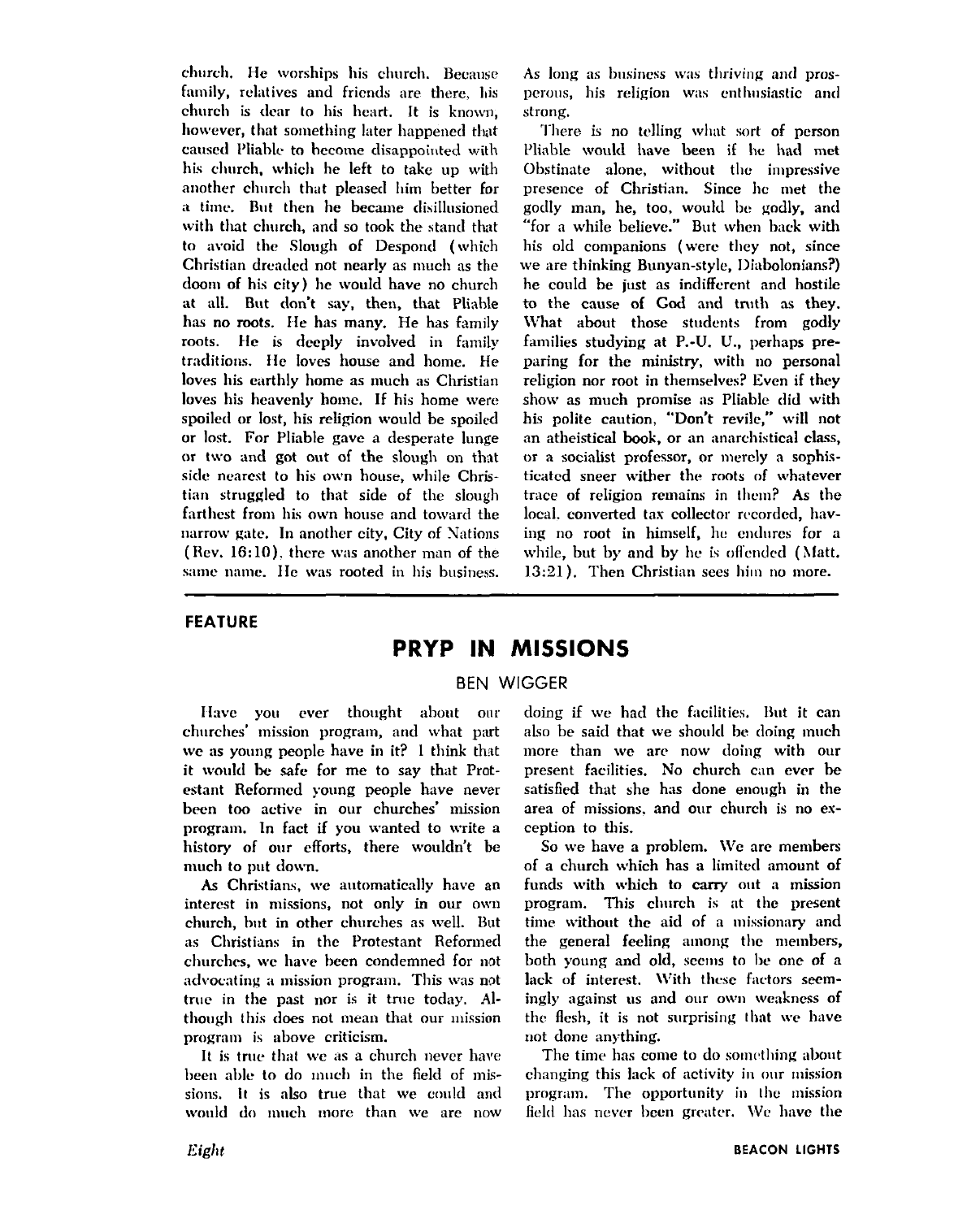church. He worships his church. Because family, relatives and friends are there, his church is dear to his heart. It is known, however, that something later happened that caused Pliable to become disappointed with his church, which he left to take up with another church that pleased him better for a time. But then he became disillusioned with that church, and so took the stand that to avoid the Slough of Despond (which Christian dreaded not nearly as much as the doom of his city) he would have no church at all. But don't say, then, that Pliable has no roots. He has many. He has family roots. He is deeply involved in family traditions. He loves house and home. He loves his earthly home as much as Christian loves his heavenly home. If his home were spoiled or lost, his religion would be spoiled or lost. For Pliable gave a desperate lunge or two and got out of the slough on that side nearest to his own house, while Christian struggled to that side of the slough farthest from his own house and toward the narrow gate. In another city, City of Nations (Rev. 16:10), there was another man of the same name. He was rooted in his business. As long as business was thriving and prosperous, his religion was enthusiastic and strong.

There is no telling what sort of person Pliable would have been if he had met Obstinate alone, without the impressive presence of Christian. Since he met the godly man, he, too, would be godly, and "for a while believe." But when back with his old companions (were they not, since we are thinking Bunyan-style, Diabolonians?) he could be just as indifferent and hostile to the cause of God and truth as they. What about those students from godly families studying at P.-U. U., perhaps preparing for the ministry, with no personal religion nor root in themselves? Even if they show as much promise as Pliable did with his polite caution, "Don't revile," will not an atheistical book, or an anarchistical class, or a socialist professor, or merely a sophisticated sneer wither the roots of whatever trace of religion remains in them? As the local. converted tax collector recorded, having no root in himself, he endures for a while, but by and by he is offended (Matt. 13:21). Then Christian sees him no more.

---

**FEATURE**

# PRYP IN MISSIONS

BEN WIGGER

Have you ever thought about our churches' mission program, and what part we as young people have in it? I think that it would be safe for me to say that Protestant Reformed young people have never been too active in our churches' mission program. In fact if you wanted to write a history of our efforts, there wouldn't be much to put down.

As Christians, we automatically have an interest in missions, not only in our own church, but in other churches as well. But as Christians in the Protestant Reformed churches, we have been condemned for not advocating a mission program. This was not true in the past nor is it true today. Although this does not mean that our mission program is above criticism.

It is true that we as a church never have been able to do much in the field of missions. It is also true that we could and would do much more than we are now doing if we had the facilities. But it can also be said that we should be doing much more than we are now doing with our present facilities. No church can ever be satisfied that she has done enough in the area of missions, and our church is no exception to this.

So we have a problem. We are members of a church which has a limited amount of funds with which to carry out a mission program. This church is at the present time without the aid of a missionary and the general feeling among the members, both young and old, seems to be one of a lack of interest. With these factors seemingly against us and our own weakness of the flesh, it is not surprising that we have not done anything.

The time has come to do something about changing this lack of activity in our mission program. The opportunity in the mission field has never been greater. We have the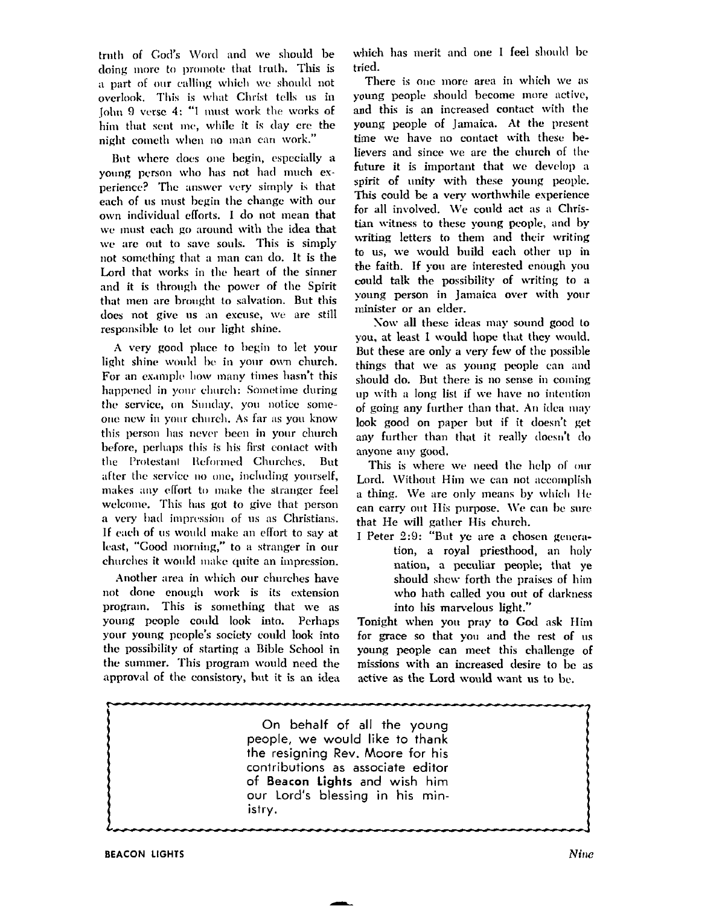truth of God's Word and we should be doing more to promote that truth. This is a part of our calling which we should not overlook. This is what Christ tells us in John 9 verse 4: "I must work the works of him that sent me, while it is day ere the night cometh when no man can work."

But where does one begin, especially a young person who has not had much experience? The answer very simply is that each of us must begin the change with our own individual efforts. I do not mean that we must each go around with the idea that we are out to save souls. This is simply not something that a man can do. It is the Lord that works in the heart of the sinner and it is through the power of the Spirit that men are brought to salvation. But this does not give us an excuse, we are still responsible to let our light shine.

A very good place to begin to let your light shine would be in your own church. For an example how many times hasn't this happened in your church: Sometime during the service, on Sunday, you notice someone new in your church. As far as you know this person has never been in your church before, perhaps this is his first contact with the Protestant Reformed Churches. But after the service no one, including yourself, makes any effort to make the stranger feel welcome. This has got to give that person a very bad impression of us as Christians. If each of us would make an effort to say at least, "Good morning," to a stranger in our churches it would make quite an impression.

Another area in which our churches have not done enough work is its extension program. This is something that we as young people could look into. Perhaps your young people's society could look into the possibility of starting a Bible School in the summer. This program would need the approval of the consistory, but it is an idea which has merit and one I feel should be tried.

There is one more area in which we as young people should become more active, and this is an increased contact with the young people of Jamaica. At the present time we have no contact with these believers and since we are the church of the future it is important that we develop a spirit of unity with these young people. This could be a very worthwhile experience for all involved. We could act as a Christian witness to these young people, and by writing letters to them and their writing to us, we would build each other up in the faith. If you are interested enough you could talk the possibility of writing to a young person in Jamaica over with your minister or an elder.

Now all these ideas may sound good to you, at least I would hope that they would. But these are only a very few of the possible things that we as young people can and should do. But there is no sense in coming up with a long list if we have no intention of going any further than that. An idea may look good on paper but if it doesn't get any further than that it really doesn't do anyone any good.

This is where we need the help of our Lord. Without Him we can not accomplish a thing. We are only means by which He can carry out His purpose. We can be sure that He will gather His church.

I Peter 2:9: "But ye are a chosen generation, a royal priesthood, an holy nation, a peculiar people; that ye should shew forth the praises of him who hath called you out of darkness into his marvelous light."

Tonight when you pray to God ask Him for grace so that you and the rest of us young people can meet this challenge of missions with an increased desire to be as active as the Lord would want us to be.

On behalf of all the young people, we would like to thank the resigning Rev. Moore for his contributions as associate editor of **Beacon Lights** and wish him our Lord's blessing in his ministry.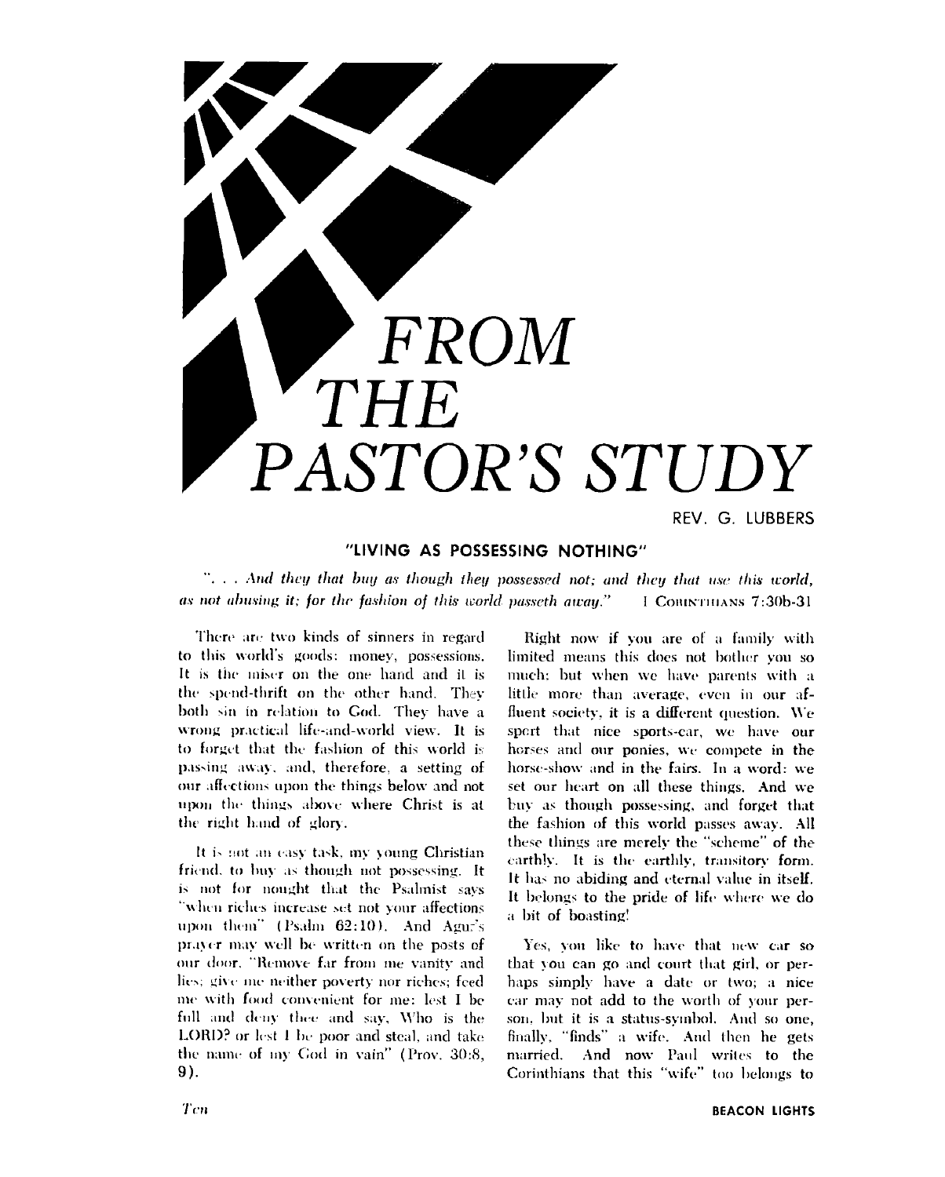# FROM THE PASTOR'S STUDY

REV. G. LUBBERS

## "LIVING AS POSSESSING NOTHING"

*". . . And they that buy as though they possessed not; and they that use this world, as not abusing it; for the fashion of this world passeth away."* I CORINTHIANS 7:30b-31

There are two kinds of sinners in regard to this world's goods: money, possessions. It is the miser on the one hand and it is the spend-thrift on the other hand. They both sin in relation to God. They have a wrong practical life-and-world view. It is to forget that the fashion of this world is passing away, and, therefore, a setting of our affections upon the things below and not upon the things above where Christ is at the right hand of glory.

It is not an easy task, my young Christian friend, to buy as though not possessing. It is not for nought that the Psalmist says "when riches increase set not your affections upon them" (Psalm 62:10). And Agur's prayer may well be written on the posts of our door. "Remove far from me vanity and lies; give me neither poverty nor riches; feed me with food convenient for me: lest I be full and deny thee and say, Who is the LORD? or lest I be poor and steal, and take the name of my God in vain" (Prov. 30:8, 9).

Right now if you are of a family with limited means this does not bother you so much; but when we have parents with a little more than average, even in our affluent society, it is a different question. We sport that nice sports-car, we have our horses and our ponies, we compete in the horse-show and in the fairs. In a word: we set our heart on all these things. And we buy as though possessing, and forget that the fashion of this world passes away. All these things are merely the "scheme" of the earthly. It is the earthly, transitory form. It has no abiding and eternal value in itself. It belongs to the pride of life where we do a bit of boasting!

Yes, you like to have that new car so that you can go and court that girl, or perhaps simply have a date or two; a nice car may not add to the worth of your person, but it is a status-symbol. And so one, finally, "finds" a wife. And then he gets married. And now Paul writes to the Corinthians that this "wife" too belongs to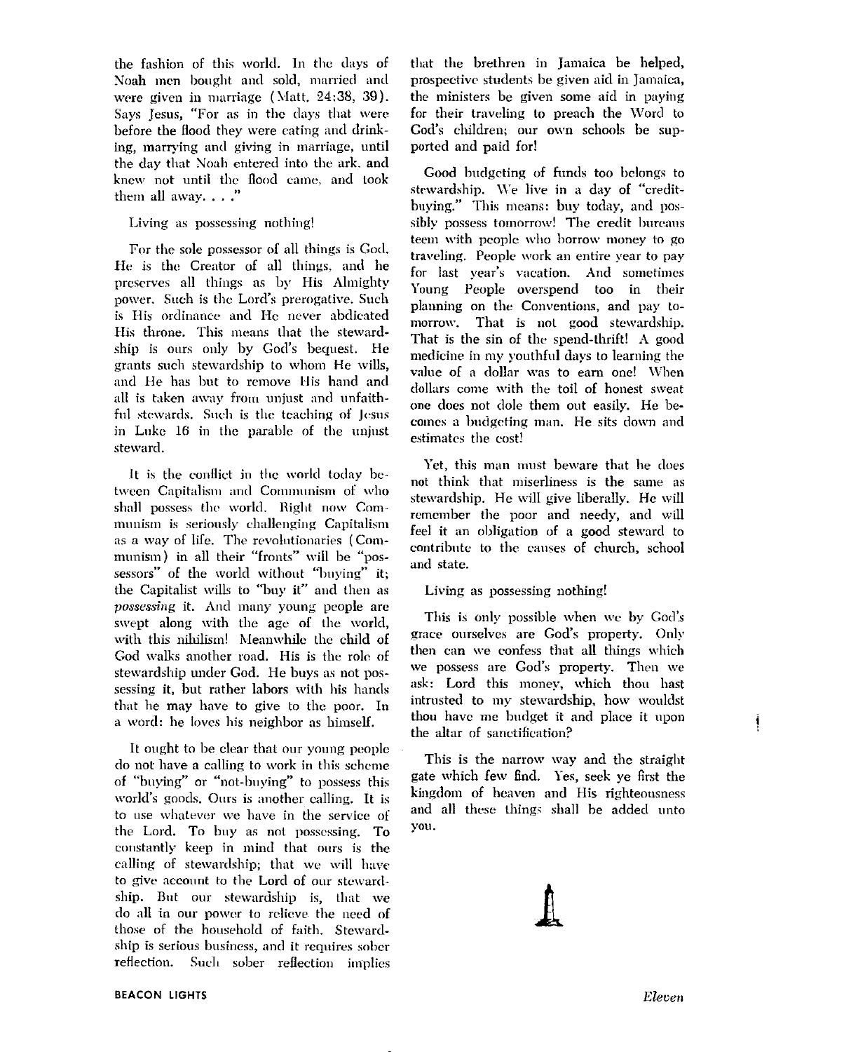the fashion of this world. In the days of Noah men bought and sold, married and were given in marriage (Matt. 24:38, 39). Says Jesus, "For as in the days that were before the flood they were eating and drinking, marrying and giving in marriage, until the day that Noah entered into the ark, and knew not until the flood came, and took them all away. . . ."

Living as possessing nothing!

For the sole possessor of all things is God. He is the Creator of all things, and he preserves all things as by His Almighty power. Such is the Lord's prerogative. Such is His ordinance and He never abdicated His throne. This means that the stewardship is ours only by God's bequest. He grants such stewardship to whom He wills, and He has but to remove His hand and all is taken away from unjust and unfaithful stewards. Such is the teaching of Jesus in Luke 16 in the parable of the unjust steward.

It is the conflict in the world today between Capitalism and Communism of who shall possess the world. Right now Communism is seriously challenging Capitalism as a way of life. The revolutionaries (Communism) in all their "fronts" will be "possessors" of the world without "buying" it; the Capitalist wills to "buy it" and then as *possessing* it. And many young people are swept along with the age of the world, with this nihilism! Meanwhile the child of God walks another road. His is the role of stewardship under God. He buys as not possessing it, but rather labors with his hands that he may have to give to the poor. In a word: he loves his neighbor as himself.

It ought to be clear that our young people do not have a calling to work in this scheme of "buying" or "not-buying" to possess this world's goods. Ours is another calling. It is to use whatever we have in the service of the Lord. To buy as not possessing. To constantly keep in mind that ours is the calling of stewardship; that we will have to give account to the Lord of our stewardship. But our stewardship is, that we do all in our power to relieve the need of those of the household of faith. Stewardship is serious business, and it requires sober reflection. Such sober reflection implies that the brethren in Jamaica be helped, prospective students be given aid in Jamaica, the ministers be given some aid in paying for their traveling to preach the Word to God's children; our own schools be supported and paid for!

Good budgeting of funds too belongs to stewardship. We live in a day of "credit-buying." This means: buy today, and possibly possess tomorrow! The credit bureaus teem with people who borrow money to go traveling. People work an entire year to pay for last year's vacation. And sometimes Young People overspend too in their planning on the Conventions, and pay tomorrow. That is not good stewardship. That is the sin of the spend-thrift! A good medicine in my youthful days to learning the value of a dollar was to earn one! When dollars come with the toil of honest sweat one does not dole them out easily. He becomes a budgeting man. He sits down and estimates the cost!

Yet, this man must beware that he does not think that miserliness is the same as stewardship. He will give liberally. He will remember the poor and needy, and will feel it an obligation of a good steward to contribute to the causes of church, school and state.

Living as possessing nothing!

This is only possible when we by God's grace ourselves are God's property. Only then can we confess that all things which we possess are God's property. Then we ask: Lord this money, which thou hast intrusted to my stewardship, how wouldst thou have me budget it and place it upon the altar of sanctification?

This is the narrow way and the straight gate which few find. Yes, seek ye first the kingdom of heaven and His righteousness and all these things shall be added unto you.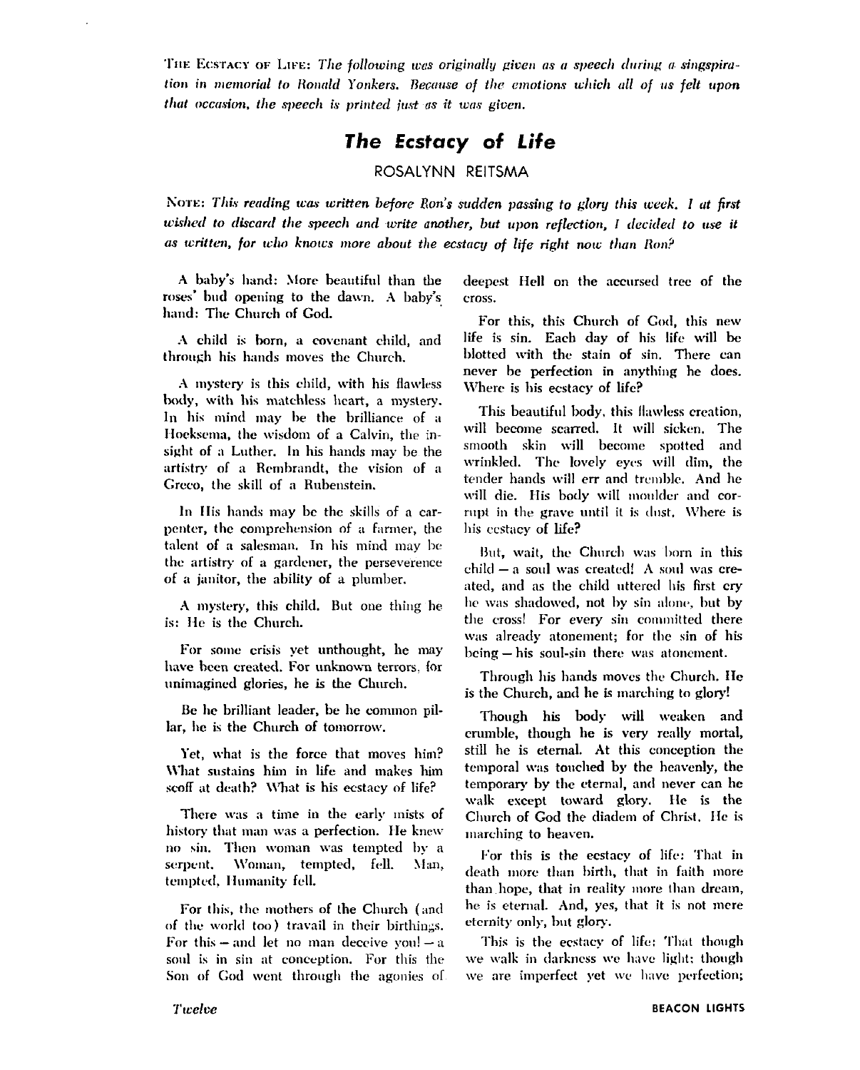THE ECSTACY OF LIFE: *The following was originally given as a speech during a singspiration in memorial to Ronald Yonkers. Because of the emotions which all of us felt upon that occasion, the speech is printed just as it was given.*

# *The Ecstacy of Life*

ROSALYNN REITSMA

NOTE: *This reading was written before Ron's sudden passing to glory this week. I at first wished to discard the speech and write another, but upon reflection, I decided to use it as written, for who knows more about the ecstacy of life right now than Ron?*

A baby's hand: More beautiful than the roses' bud opening to the dawn. A baby's hand: The Church of God.

A child is born, a covenant child, and through his hands moves the Church.

A mystery is this child, with his flawless body, with his matchless heart, a mystery. In his mind may be the brilliance of a Hoeksema, the wisdom of a Calvin, the insight of a Luther. In his hands may be the artistry of a Rembrandt, the vision of a Greco, the skill of a Rubenstein.

In His hands may be the skills of a carpenter, the comprehension of a farmer, the talent of a salesman. In his mind may be the artistry of a gardener, the perseverence of a janitor, the ability of a plumber.

A mystery, this child. But one thing he is: He is the Church.

For some crisis yet unthought, he may have been created. For unknown terrors, for unimagined glories, he is the Church.

Be he brilliant leader, be he common pillar, he is the Church of tomorrow.

Yet, what is the force that moves him? What sustains him in life and makes him scoff at death? What is his ecstacy of life?

There was a time in the early mists of history that man was a perfection. He knew no sin. Then woman was tempted by a serpent. Woman, tempted, fell. Man, tempted, Humanity fell.

For this, the mothers of the Church (and of the world too) travail in their birthings. For this — and let no man deceive you! — a soul is in sin at conception. For this the Son of God went through the agonies of deepest Hell on the accursed tree of the cross.

For this, this Church of God, this new life is sin. Each day of his life will be blotted with the stain of sin. There can never be perfection in anything he does. Where is his ecstacy of life?

This beautiful body, this flawless creation, will become scarred. It will sicken. The smooth skin will become spotted and wrinkled. The lovely eyes will dim, the tender hands will err and tremble. And he will die. His body will moulder and corrupt in the grave until it is dust. Where is his ecstacy of life?

But, wait, the Church was born in this child — a soul was created! A soul was created, and as the child uttered his first cry he was shadowed, not by sin alone, but by the cross! For every sin committed there was already atonement; for the sin of his being — his soul-sin there was atonement.

Through his hands moves the Church. He is the Church, and he is marching to glory!

Though his body will weaken and crumble, though he is very really mortal, still he is eternal. At this conception the temporal was touched by the heavenly, the temporary by the eternal, and never can he walk except toward glory. He is the Church of God the diadem of Christ. He is marching to heaven.

For this is the ecstacy of life: That in death more than birth, that in faith more than hope, that in reality more than dream, he is eternal. And, yes, that it is not mere eternity only, but glory.

This is the ecstacy of life: That though we walk in darkness we have light; though we are imperfect yet we have perfection;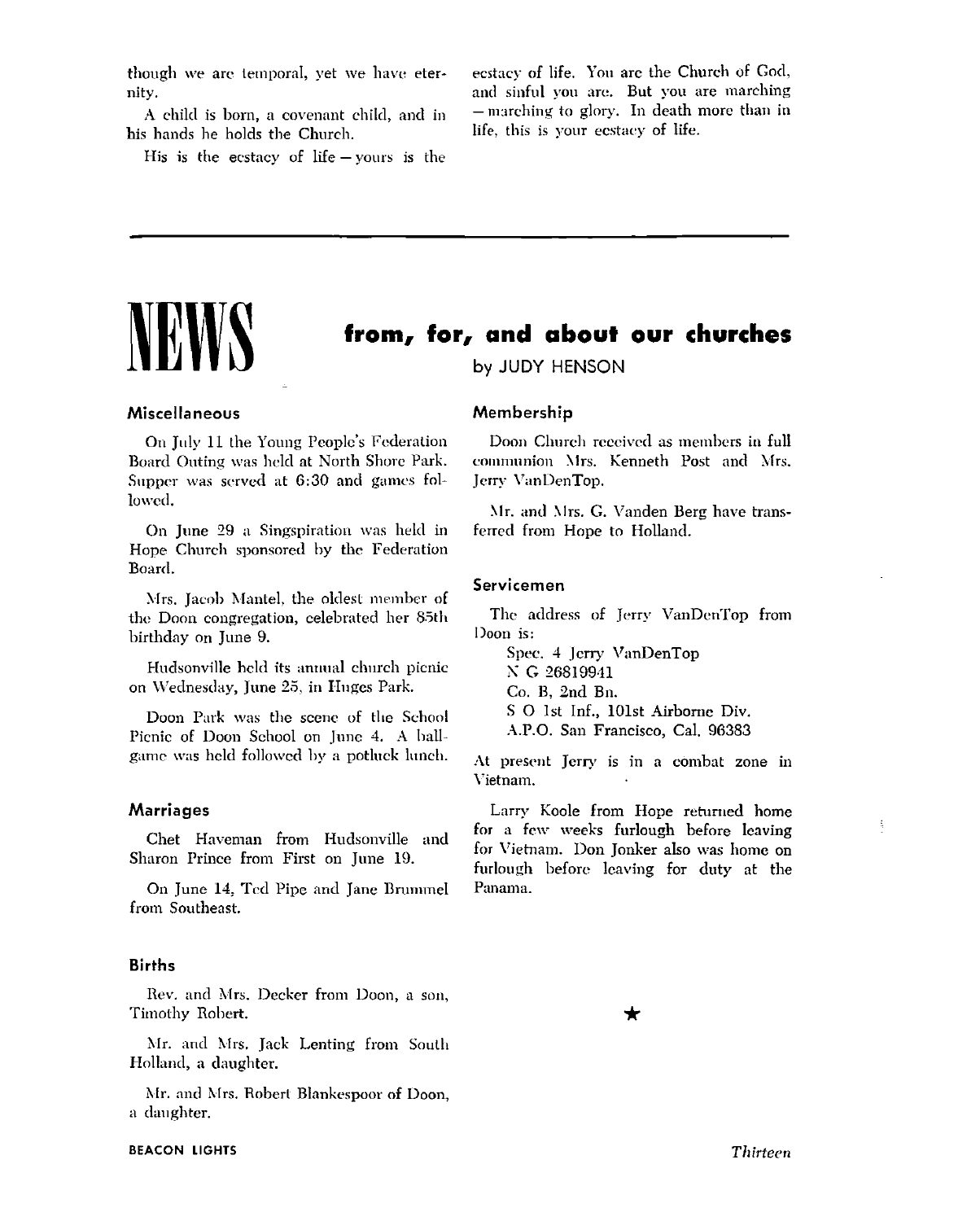though we are temporal, yet we have eternity.

A child is born, a covenant child, and in his hands he holds the Church.

His is the ecstacy of life – yours is the ecstacy of life. You are the Church of God, and sinful you are. But you are marching – marching to glory. In death more than in life, this is your ecstacy of life.

---

# NEWS from, for, and about our churches

by JUDY HENSON

### Miscellaneous

On July 11 the Young People's Federation Board Outing was held at North Shore Park. Supper was served at 6:30 and games followed.

On June 29 a Singspiration was held in Hope Church sponsored by the Federation Board.

Mrs. Jacob Mantel, the oldest member of the Doon congregation, celebrated her 85th birthday on June 9.

Hudsonville held its annual church picnic on Wednesday, June 25, in Huges Park.

Doon Park was the scene of the School Picnic of Doon School on June 4. A ballgame was held followed by a potluck lunch.

### Marriages

Chet Haveman from Hudsonville and Sharon Prince from First on June 19.

On June 14, Ted Pipe and Jane Brummel from Southeast.

### Births

Rev. and Mrs. Decker from Doon, a son, Timothy Robert.

Mr. and Mrs. Jack Lenting from South Holland, a daughter.

Mr. and Mrs. Robert Blankespoor of Doon, a daughter.

### Membership

Doon Church received as members in full communion Mrs. Kenneth Post and Mrs. Jerry VanDenTop.

Mr. and Mrs. G. Vanden Berg have transferred from Hope to Holland.

### Servicemen

The address of Jerry VanDenTop from Doon is:

Spec. 4 Jerry VanDenTop
N G 26819941
Co. B, 2nd Bn.
S O 1st Inf., 101st Airborne Div.
A.P.O. San Francisco, Cal. 96383

At present Jerry is in a combat zone in Vietnam.

Larry Koole from Hope returned home for a few weeks furlough before leaving for Vietnam. Don Jonker also was home on furlough before leaving for duty at the Panama.

★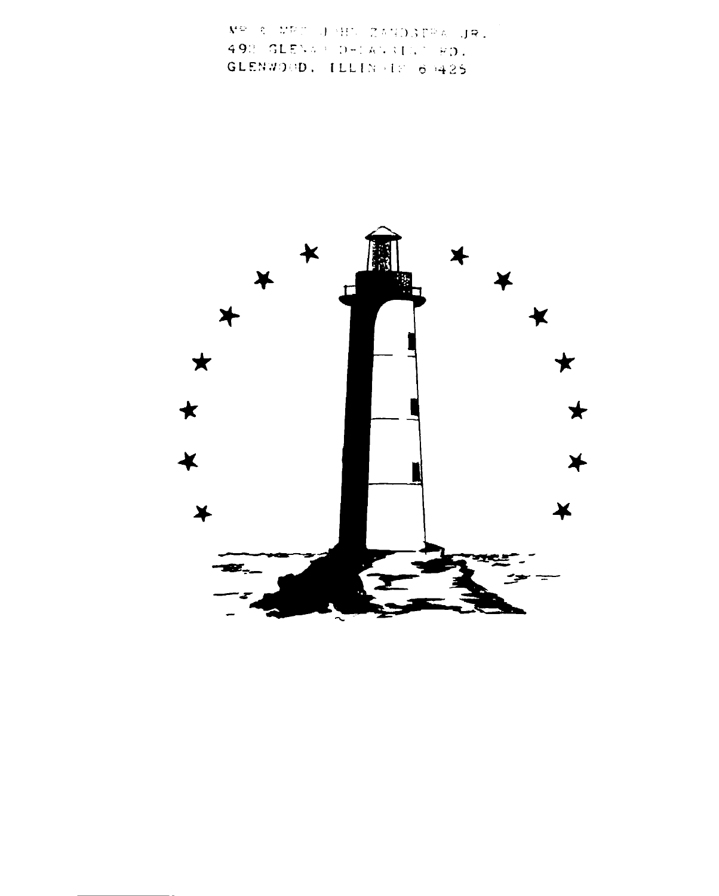MR. & MRS. JOHN ZANDSTRA JR.
498 GLENWOOD-DYER RD.
GLENWOOD, ILLINOIS 60425